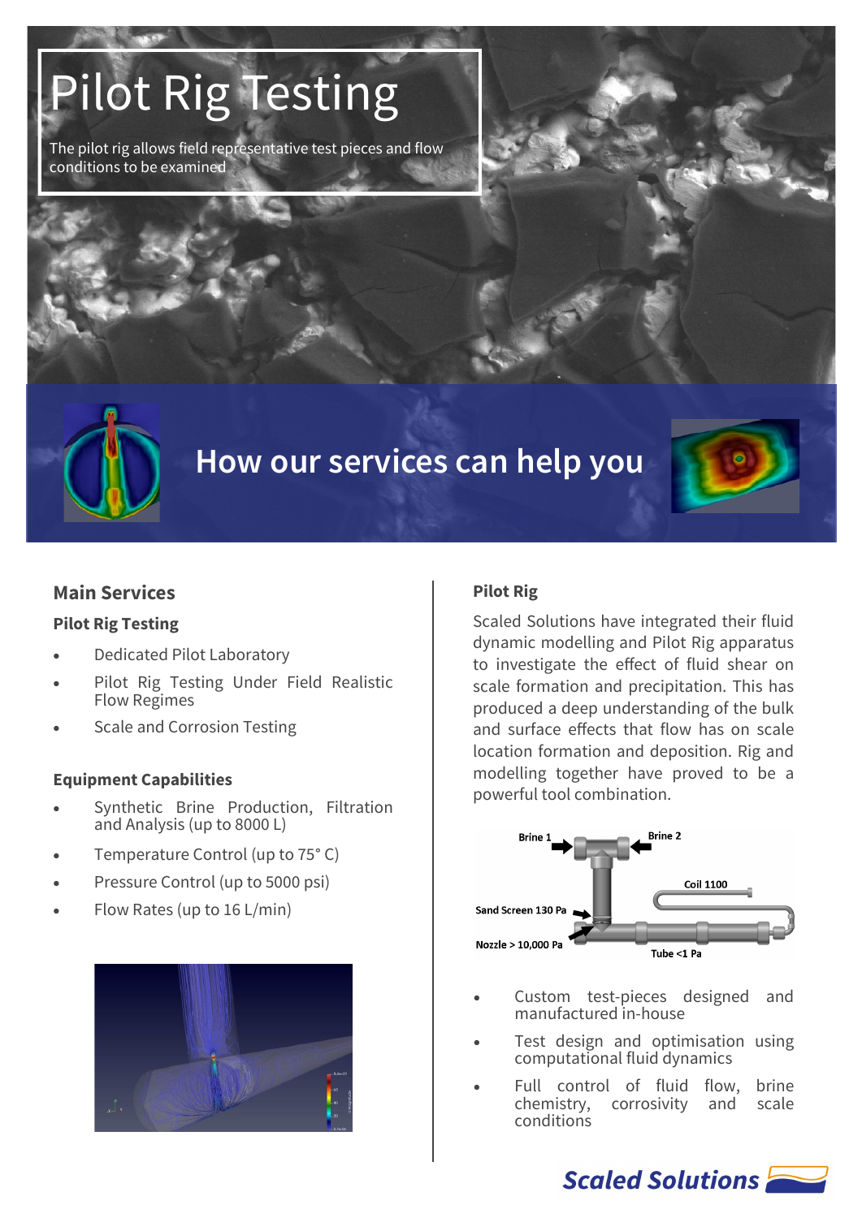# Pilot Rig Testing

The pilot rig allows field representative test pieces and flow conditions to be examined

## How our services can help you

### Main Services

#### Pilot Rig Testing

- Dedicated Pilot Laboratory
- Pilot Rig Testing Under Field Realistic Flow Regimes
- Scale and Corrosion Testing

#### Equipment Capabilities

- Synthetic Brine Production, Filtration and Analysis (up to 8000 L)
- Temperature Control (up to 75° C)
- Pressure Control (up to 5000 psi)
- Flow Rates (up to 16 L/min)

### Pilot Rig

Scaled Solutions have integrated their fluid dynamic modelling and Pilot Rig apparatus to investigate the effect of fluid shear on scale formation and precipitation. This has produced a deep understanding of the bulk and surface effects that flow has on scale location formation and deposition. Rig and modelling together have proved to be a powerful tool combination.

Brine 1
Brine 2
Coil 1100
Sand Screen 130 Pa
Nozzle > 10,000 Pa
Tube <1 Pa

- Custom test-pieces designed and manufactured in-house
- Test design and optimisation using computational fluid dynamics
- Full control of fluid flow, brine chemistry, corrosivity and scale conditions

Scaled Solutions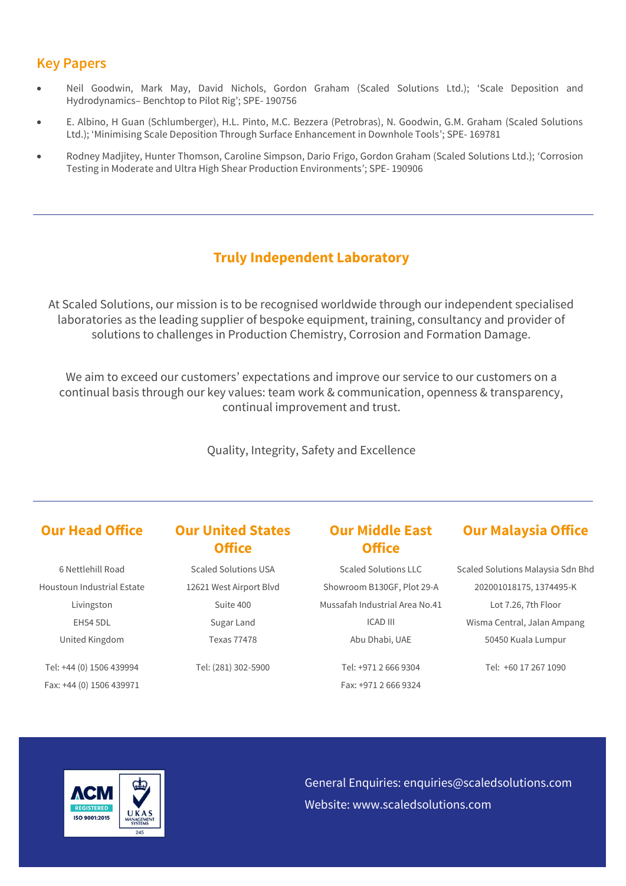## Key Papers

- Neil Goodwin, Mark May, David Nichols, Gordon Graham (Scaled Solutions Ltd.); 'Scale Deposition and Hydrodynamics– Benchtop to Pilot Rig'; SPE- 190756
- E. Albino, H Guan (Schlumberger), H.L. Pinto, M.C. Bezzera (Petrobras), N. Goodwin, G.M. Graham (Scaled Solutions Ltd.); 'Minimising Scale Deposition Through Surface Enhancement in Downhole Tools'; SPE- 169781
- Rodney Madjitey, Hunter Thomson, Caroline Simpson, Dario Frigo, Gordon Graham (Scaled Solutions Ltd.); 'Corrosion Testing in Moderate and Ultra High Shear Production Environments'; SPE- 190906

---

## Truly Independent Laboratory

At Scaled Solutions, our mission is to be recognised worldwide through our independent specialised laboratories as the leading supplier of bespoke equipment, training, consultancy and provider of solutions to challenges in Production Chemistry, Corrosion and Formation Damage.

We aim to exceed our customers' expectations and improve our service to our customers on a continual basis through our key values: team work & communication, openness & transparency, continual improvement and trust.

Quality, Integrity, Safety and Excellence

---

### Our Head Office

6 Nettlehill Road
Houstoun Industrial Estate
Livingston
EH54 5DL
United Kingdom

Tel: +44 (0) 1506 439994
Fax: +44 (0) 1506 439971

### Our United States Office

Scaled Solutions USA
12621 West Airport Blvd
Suite 400
Sugar Land
Texas 77478

Tel: (281) 302-5900

### Our Middle East Office

Scaled Solutions LLC
Showroom B130GF, Plot 29-A
Mussafah Industrial Area No.41
ICAD III
Abu Dhabi, UAE

Tel: +971 2 666 9304
Fax: +971 2 666 9324

### Our Malaysia Office

Scaled Solutions Malaysia Sdn Bhd
202001018175, 1374495-K
Lot 7.26, 7th Floor
Wisma Central, Jalan Ampang
50450 Kuala Lumpur

Tel: +60 17 267 1090

ACM REGISTERED ISO 9001:2015 | UKAS MANAGEMENT SYSTEMS 245

General Enquiries: enquiries@scaledsolutions.com
Website: www.scaledsolutions.com